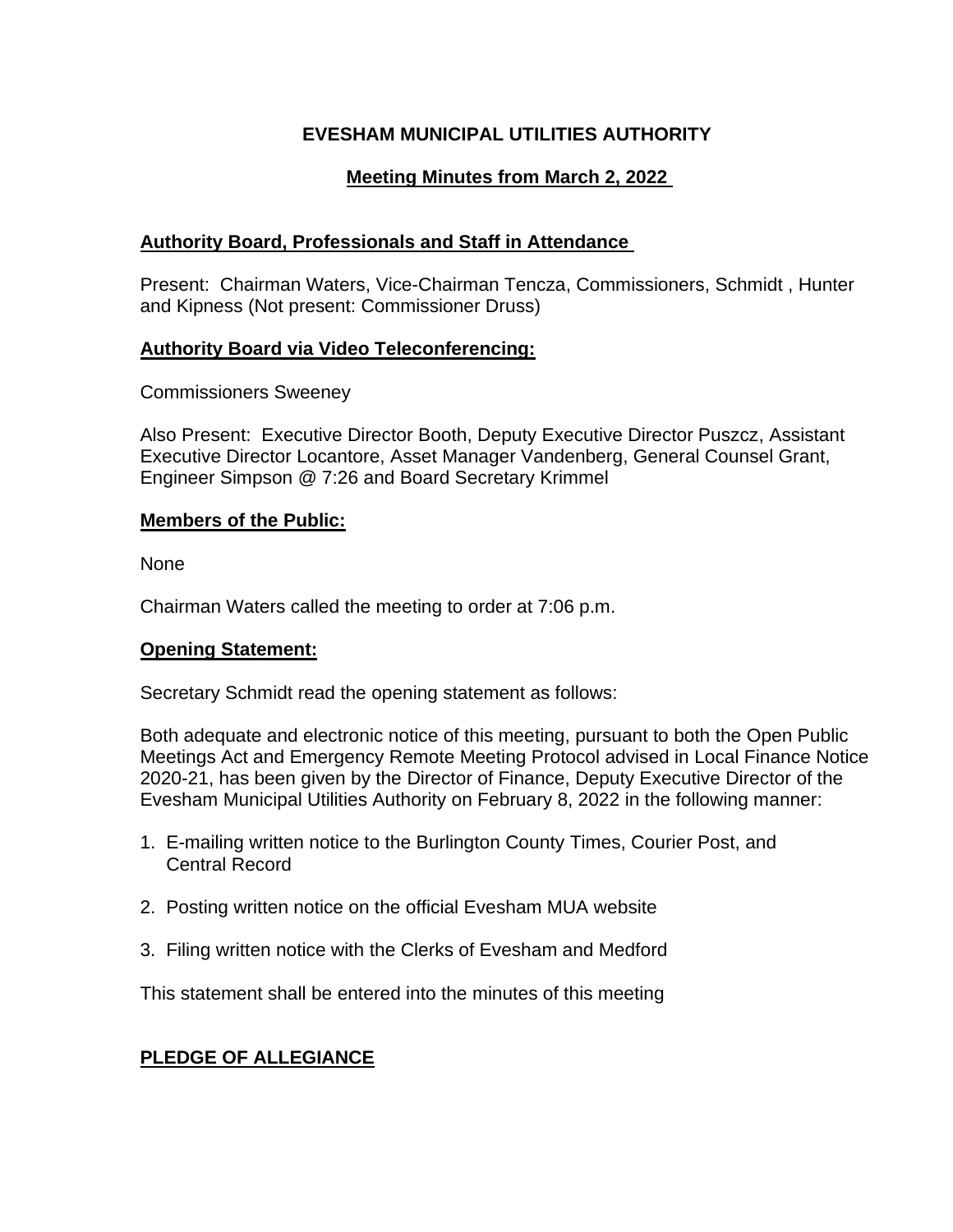# EVESHAM MUNICIPAL UTILITIES AUTHORITY

## Meeting Minutes from March 2, 2022

**Authority Board, Professionals and Staff in Attendance**

Present: Chairman Waters, Vice-Chairman Tencza, Commissioners, Schmidt , Hunter and Kipness (Not present: Commissioner Druss)

**Authority Board via Video Teleconferencing:**

Commissioners Sweeney

Also Present: Executive Director Booth, Deputy Executive Director Puszcz, Assistant Executive Director Locantore, Asset Manager Vandenberg, General Counsel Grant, Engineer Simpson @ 7:26 and Board Secretary Krimmel

**Members of the Public:**

None

Chairman Waters called the meeting to order at 7:06 p.m.

**Opening Statement:**

Secretary Schmidt read the opening statement as follows:

Both adequate and electronic notice of this meeting, pursuant to both the Open Public Meetings Act and Emergency Remote Meeting Protocol advised in Local Finance Notice 2020-21, has been given by the Director of Finance, Deputy Executive Director of the Evesham Municipal Utilities Authority on February 8, 2022 in the following manner:

1. E-mailing written notice to the Burlington County Times, Courier Post, and Central Record
2. Posting written notice on the official Evesham MUA website
3. Filing written notice with the Clerks of Evesham and Medford

This statement shall be entered into the minutes of this meeting

**PLEDGE OF ALLEGIANCE**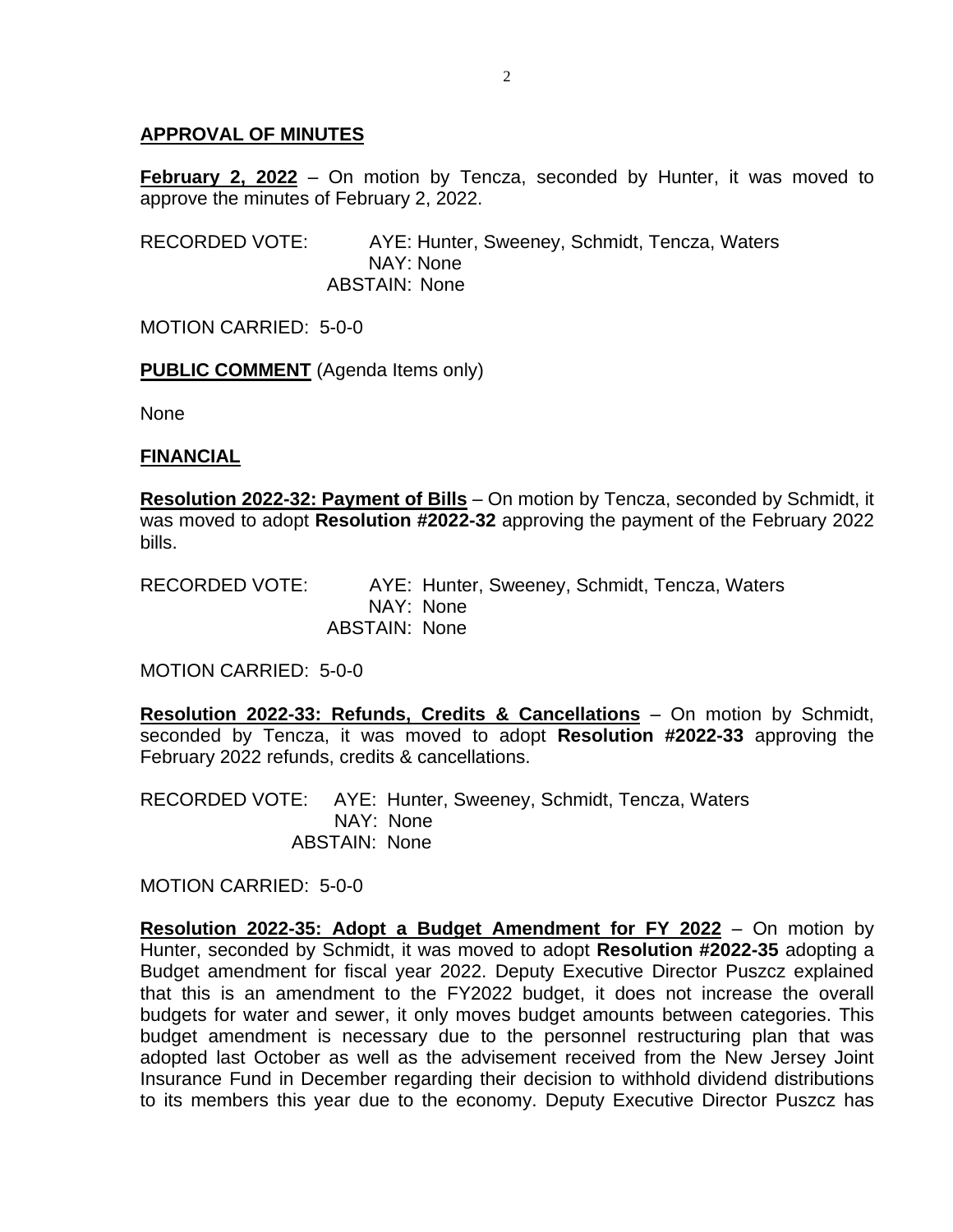**APPROVAL OF MINUTES**

**February 2, 2022** – On motion by Tencza, seconded by Hunter, it was moved to approve the minutes of February 2, 2022.

RECORDED VOTE: AYE: Hunter, Sweeney, Schmidt, Tencza, Waters
NAY: None
ABSTAIN: None

MOTION CARRIED: 5-0-0

**PUBLIC COMMENT** (Agenda Items only)

None

**FINANCIAL**

**Resolution 2022-32: Payment of Bills** – On motion by Tencza, seconded by Schmidt, it was moved to adopt **Resolution #2022-32** approving the payment of the February 2022 bills.

RECORDED VOTE: AYE: Hunter, Sweeney, Schmidt, Tencza, Waters
NAY: None
ABSTAIN: None

MOTION CARRIED: 5-0-0

**Resolution 2022-33: Refunds, Credits & Cancellations** – On motion by Schmidt, seconded by Tencza, it was moved to adopt **Resolution #2022-33** approving the February 2022 refunds, credits & cancellations.

RECORDED VOTE: AYE: Hunter, Sweeney, Schmidt, Tencza, Waters
NAY: None
ABSTAIN: None

MOTION CARRIED: 5-0-0

**Resolution 2022-35: Adopt a Budget Amendment for FY 2022** – On motion by Hunter, seconded by Schmidt, it was moved to adopt **Resolution #2022-35** adopting a Budget amendment for fiscal year 2022. Deputy Executive Director Puszcz explained that this is an amendment to the FY2022 budget, it does not increase the overall budgets for water and sewer, it only moves budget amounts between categories. This budget amendment is necessary due to the personnel restructuring plan that was adopted last October as well as the advisement received from the New Jersey Joint Insurance Fund in December regarding their decision to withhold dividend distributions to its members this year due to the economy. Deputy Executive Director Puszcz has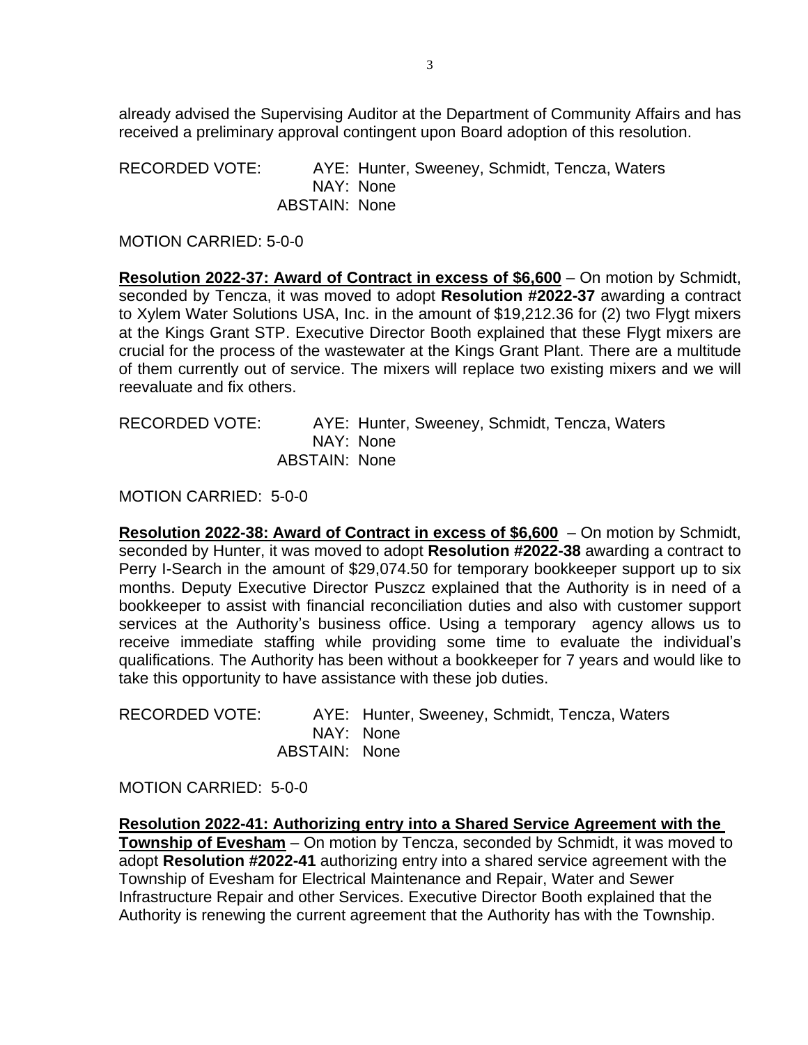already advised the Supervising Auditor at the Department of Community Affairs and has received a preliminary approval contingent upon Board adoption of this resolution.

RECORDED VOTE: AYE: Hunter, Sweeney, Schmidt, Tencza, Waters
NAY: None
ABSTAIN: None

MOTION CARRIED: 5-0-0

**Resolution 2022-37: Award of Contract in excess of $6,600** – On motion by Schmidt, seconded by Tencza, it was moved to adopt **Resolution #2022-37** awarding a contract to Xylem Water Solutions USA, Inc. in the amount of $19,212.36 for (2) two Flygt mixers at the Kings Grant STP. Executive Director Booth explained that these Flygt mixers are crucial for the process of the wastewater at the Kings Grant Plant. There are a multitude of them currently out of service. The mixers will replace two existing mixers and we will reevaluate and fix others.

RECORDED VOTE: AYE: Hunter, Sweeney, Schmidt, Tencza, Waters
NAY: None
ABSTAIN: None

MOTION CARRIED: 5-0-0

**Resolution 2022-38: Award of Contract in excess of $6,600** – On motion by Schmidt, seconded by Hunter, it was moved to adopt **Resolution #2022-38** awarding a contract to Perry I-Search in the amount of $29,074.50 for temporary bookkeeper support up to six months. Deputy Executive Director Puszcz explained that the Authority is in need of a bookkeeper to assist with financial reconciliation duties and also with customer support services at the Authority's business office. Using a temporary agency allows us to receive immediate staffing while providing some time to evaluate the individual's qualifications. The Authority has been without a bookkeeper for 7 years and would like to take this opportunity to have assistance with these job duties.

RECORDED VOTE: AYE: Hunter, Sweeney, Schmidt, Tencza, Waters
NAY: None
ABSTAIN: None

MOTION CARRIED: 5-0-0

**Resolution 2022-41: Authorizing entry into a Shared Service Agreement with the Township of Evesham** – On motion by Tencza, seconded by Schmidt, it was moved to adopt **Resolution #2022-41** authorizing entry into a shared service agreement with the Township of Evesham for Electrical Maintenance and Repair, Water and Sewer Infrastructure Repair and other Services. Executive Director Booth explained that the Authority is renewing the current agreement that the Authority has with the Township.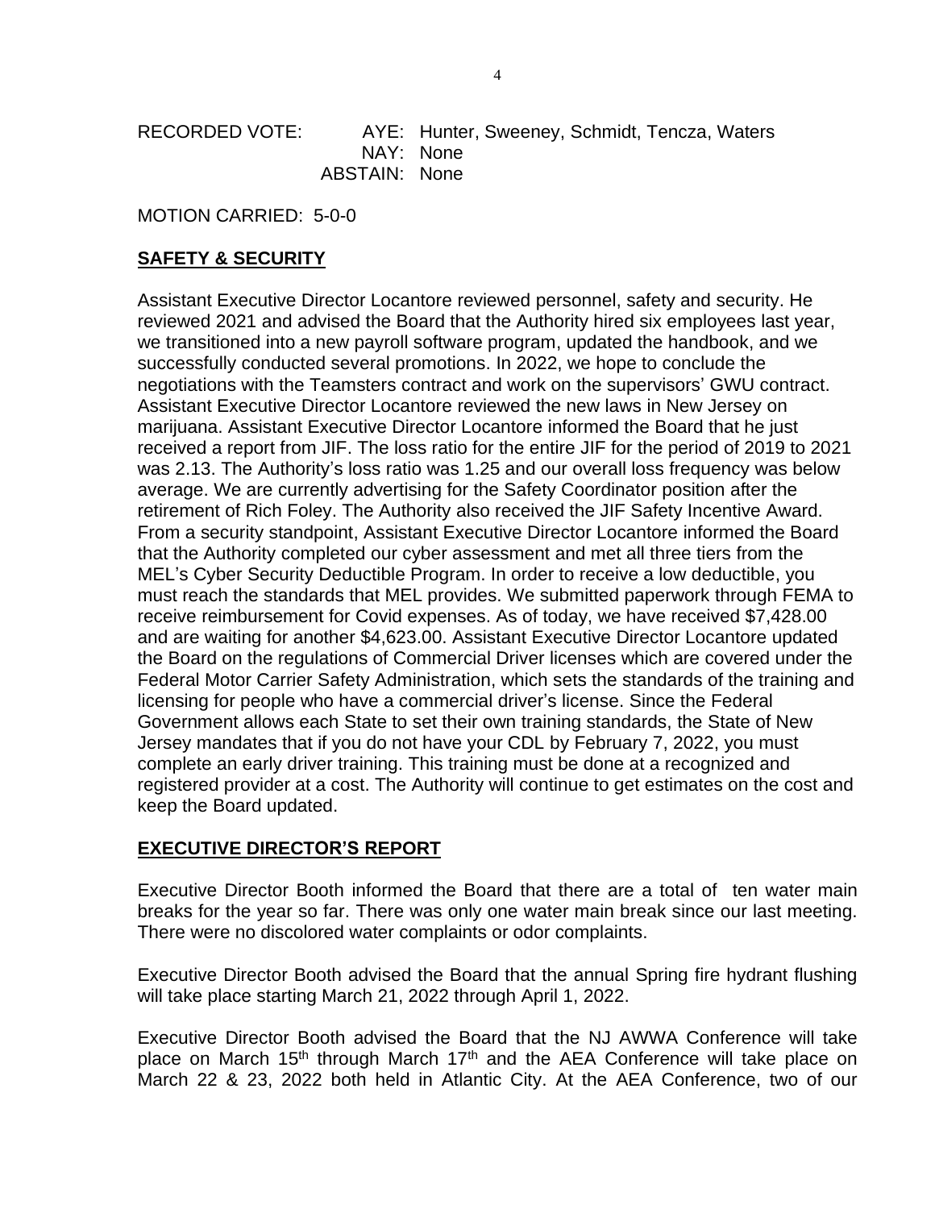RECORDED VOTE: AYE: Hunter, Sweeney, Schmidt, Tencza, Waters
NAY: None
ABSTAIN: None

MOTION CARRIED: 5-0-0

## SAFETY & SECURITY

Assistant Executive Director Locantore reviewed personnel, safety and security. He reviewed 2021 and advised the Board that the Authority hired six employees last year, we transitioned into a new payroll software program, updated the handbook, and we successfully conducted several promotions. In 2022, we hope to conclude the negotiations with the Teamsters contract and work on the supervisors' GWU contract. Assistant Executive Director Locantore reviewed the new laws in New Jersey on marijuana. Assistant Executive Director Locantore informed the Board that he just received a report from JIF. The loss ratio for the entire JIF for the period of 2019 to 2021 was 2.13. The Authority's loss ratio was 1.25 and our overall loss frequency was below average. We are currently advertising for the Safety Coordinator position after the retirement of Rich Foley. The Authority also received the JIF Safety Incentive Award. From a security standpoint, Assistant Executive Director Locantore informed the Board that the Authority completed our cyber assessment and met all three tiers from the MEL's Cyber Security Deductible Program. In order to receive a low deductible, you must reach the standards that MEL provides. We submitted paperwork through FEMA to receive reimbursement for Covid expenses. As of today, we have received $7,428.00 and are waiting for another $4,623.00. Assistant Executive Director Locantore updated the Board on the regulations of Commercial Driver licenses which are covered under the Federal Motor Carrier Safety Administration, which sets the standards of the training and licensing for people who have a commercial driver's license. Since the Federal Government allows each State to set their own training standards, the State of New Jersey mandates that if you do not have your CDL by February 7, 2022, you must complete an early driver training. This training must be done at a recognized and registered provider at a cost. The Authority will continue to get estimates on the cost and keep the Board updated.

## EXECUTIVE DIRECTOR'S REPORT

Executive Director Booth informed the Board that there are a total of ten water main breaks for the year so far. There was only one water main break since our last meeting. There were no discolored water complaints or odor complaints.

Executive Director Booth advised the Board that the annual Spring fire hydrant flushing will take place starting March 21, 2022 through April 1, 2022.

Executive Director Booth advised the Board that the NJ AWWA Conference will take place on March 15th through March 17th and the AEA Conference will take place on March 22 & 23, 2022 both held in Atlantic City. At the AEA Conference, two of our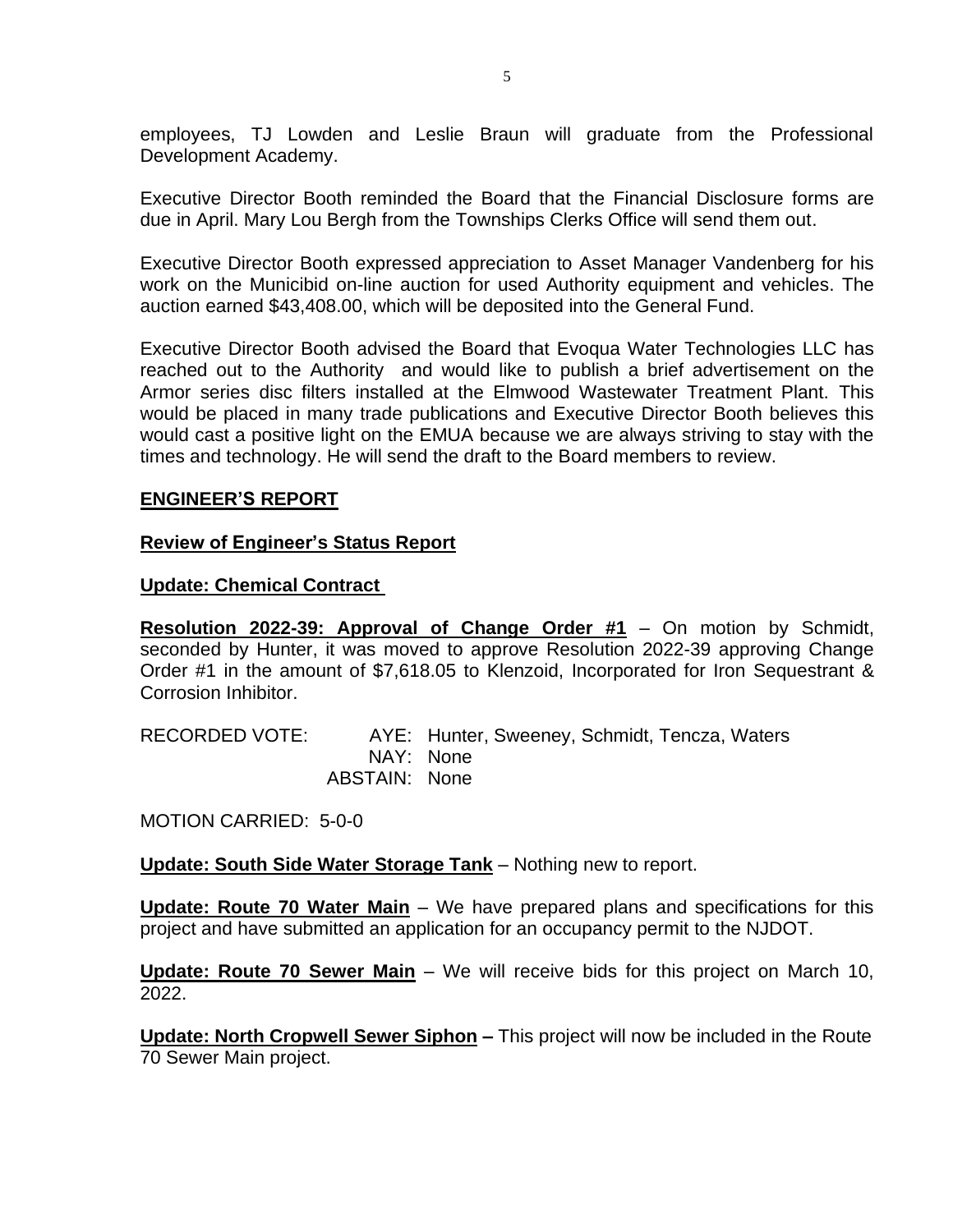employees, TJ Lowden and Leslie Braun will graduate from the Professional Development Academy.

Executive Director Booth reminded the Board that the Financial Disclosure forms are due in April. Mary Lou Bergh from the Townships Clerks Office will send them out.

Executive Director Booth expressed appreciation to Asset Manager Vandenberg for his work on the Municibid on-line auction for used Authority equipment and vehicles. The auction earned $43,408.00, which will be deposited into the General Fund.

Executive Director Booth advised the Board that Evoqua Water Technologies LLC has reached out to the Authority and would like to publish a brief advertisement on the Armor series disc filters installed at the Elmwood Wastewater Treatment Plant. This would be placed in many trade publications and Executive Director Booth believes this would cast a positive light on the EMUA because we are always striving to stay with the times and technology. He will send the draft to the Board members to review.

**ENGINEER'S REPORT**

**Review of Engineer's Status Report**

**Update: Chemical Contract**

**Resolution 2022-39: Approval of Change Order #1** – On motion by Schmidt, seconded by Hunter, it was moved to approve Resolution 2022-39 approving Change Order #1 in the amount of $7,618.05 to Klenzoid, Incorporated for Iron Sequestrant & Corrosion Inhibitor.

RECORDED VOTE: AYE: Hunter, Sweeney, Schmidt, Tencza, Waters
NAY: None
ABSTAIN: None

MOTION CARRIED: 5-0-0

**Update: South Side Water Storage Tank** – Nothing new to report.

**Update: Route 70 Water Main** – We have prepared plans and specifications for this project and have submitted an application for an occupancy permit to the NJDOT.

**Update: Route 70 Sewer Main** – We will receive bids for this project on March 10, 2022.

**Update: North Cropwell Sewer Siphon –** This project will now be included in the Route 70 Sewer Main project.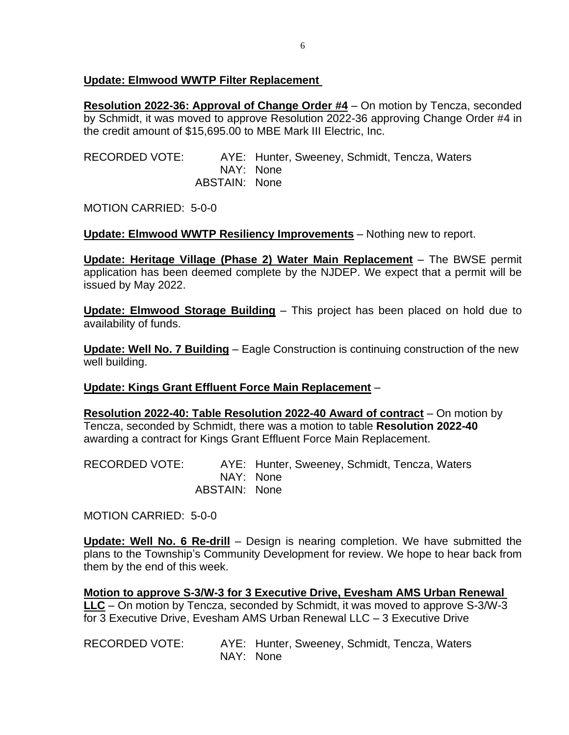**Update: Elmwood WWTP Filter Replacement**

**Resolution 2022-36: Approval of Change Order #4** – On motion by Tencza, seconded by Schmidt, it was moved to approve Resolution 2022-36 approving Change Order #4 in the credit amount of $15,695.00 to MBE Mark III Electric, Inc.

RECORDED VOTE: AYE: Hunter, Sweeney, Schmidt, Tencza, Waters
NAY: None
ABSTAIN: None

MOTION CARRIED: 5-0-0

**Update: Elmwood WWTP Resiliency Improvements** – Nothing new to report.

**Update: Heritage Village (Phase 2) Water Main Replacement** – The BWSE permit application has been deemed complete by the NJDEP. We expect that a permit will be issued by May 2022.

**Update: Elmwood Storage Building** – This project has been placed on hold due to availability of funds.

**Update: Well No. 7 Building** – Eagle Construction is continuing construction of the new well building.

**Update: Kings Grant Effluent Force Main Replacement** –

**Resolution 2022-40: Table Resolution 2022-40 Award of contract** – On motion by Tencza, seconded by Schmidt, there was a motion to table **Resolution 2022-40** awarding a contract for Kings Grant Effluent Force Main Replacement.

RECORDED VOTE: AYE: Hunter, Sweeney, Schmidt, Tencza, Waters
NAY: None
ABSTAIN: None

MOTION CARRIED: 5-0-0

**Update: Well No. 6 Re-drill** – Design is nearing completion. We have submitted the plans to the Township's Community Development for review. We hope to hear back from them by the end of this week.

**Motion to approve S-3/W-3 for 3 Executive Drive, Evesham AMS Urban Renewal LLC** – On motion by Tencza, seconded by Schmidt, it was moved to approve S-3/W-3 for 3 Executive Drive, Evesham AMS Urban Renewal LLC – 3 Executive Drive

RECORDED VOTE: AYE: Hunter, Sweeney, Schmidt, Tencza, Waters
NAY: None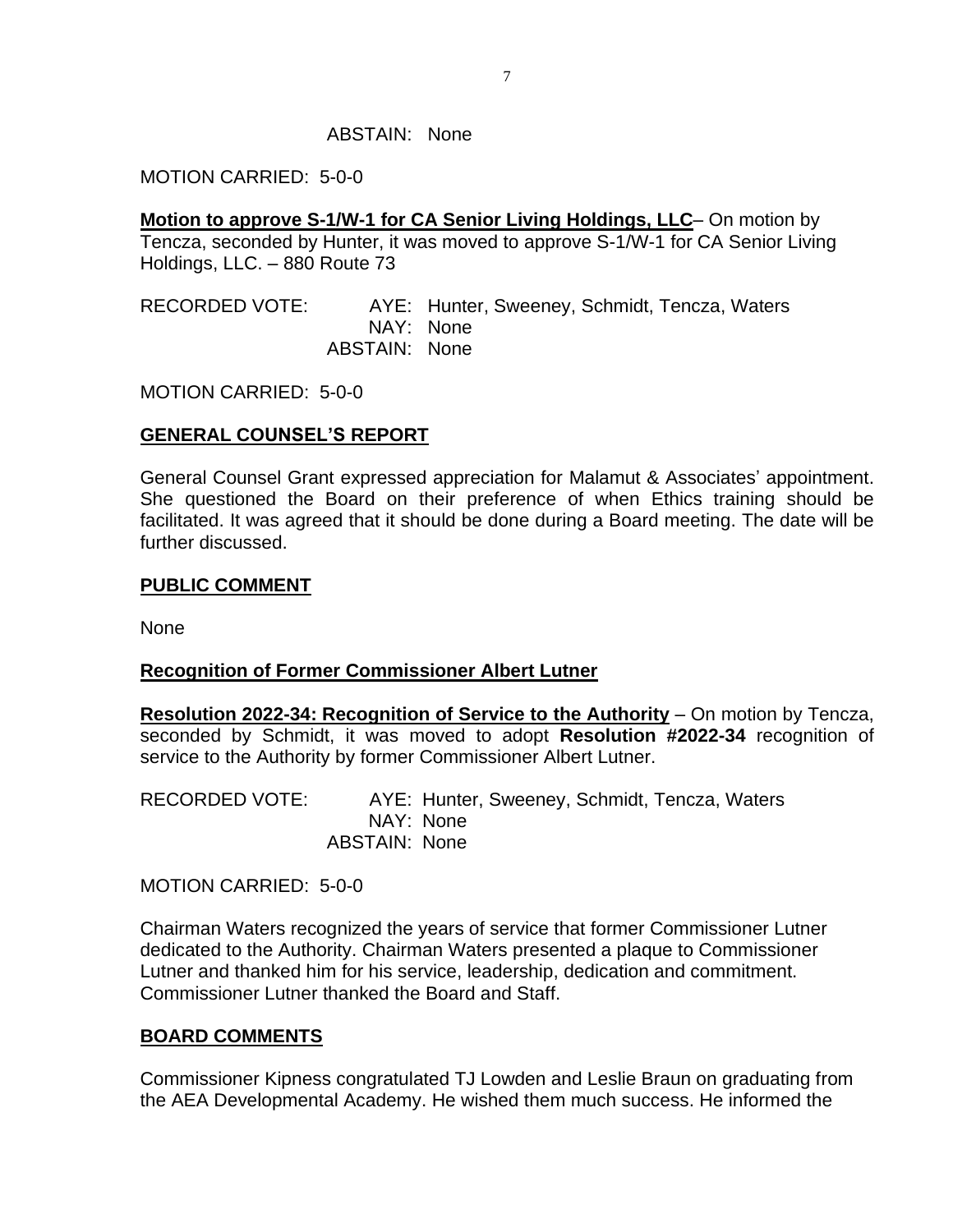ABSTAIN: None

MOTION CARRIED: 5-0-0

**Motion to approve S-1/W-1 for CA Senior Living Holdings, LLC**– On motion by Tencza, seconded by Hunter, it was moved to approve S-1/W-1 for CA Senior Living Holdings, LLC. – 880 Route 73

RECORDED VOTE: AYE: Hunter, Sweeney, Schmidt, Tencza, Waters
NAY: None
ABSTAIN: None

MOTION CARRIED: 5-0-0

## GENERAL COUNSEL'S REPORT

General Counsel Grant expressed appreciation for Malamut & Associates' appointment. She questioned the Board on their preference of when Ethics training should be facilitated. It was agreed that it should be done during a Board meeting. The date will be further discussed.

## PUBLIC COMMENT

None

## Recognition of Former Commissioner Albert Lutner

**Resolution 2022-34: Recognition of Service to the Authority** – On motion by Tencza, seconded by Schmidt, it was moved to adopt **Resolution #2022-34** recognition of service to the Authority by former Commissioner Albert Lutner.

RECORDED VOTE: AYE: Hunter, Sweeney, Schmidt, Tencza, Waters
NAY: None
ABSTAIN: None

MOTION CARRIED: 5-0-0

Chairman Waters recognized the years of service that former Commissioner Lutner dedicated to the Authority. Chairman Waters presented a plaque to Commissioner Lutner and thanked him for his service, leadership, dedication and commitment. Commissioner Lutner thanked the Board and Staff.

## BOARD COMMENTS

Commissioner Kipness congratulated TJ Lowden and Leslie Braun on graduating from the AEA Developmental Academy. He wished them much success. He informed the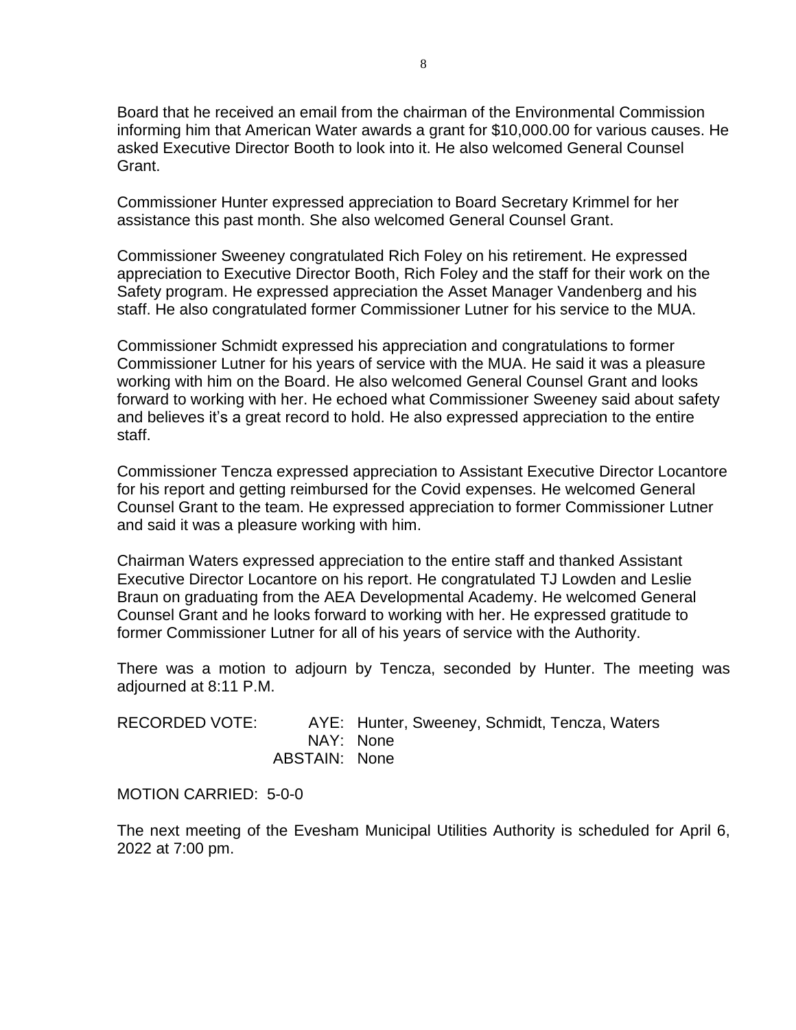Board that he received an email from the chairman of the Environmental Commission informing him that American Water awards a grant for $10,000.00 for various causes. He asked Executive Director Booth to look into it. He also welcomed General Counsel Grant.

Commissioner Hunter expressed appreciation to Board Secretary Krimmel for her assistance this past month. She also welcomed General Counsel Grant.

Commissioner Sweeney congratulated Rich Foley on his retirement. He expressed appreciation to Executive Director Booth, Rich Foley and the staff for their work on the Safety program. He expressed appreciation the Asset Manager Vandenberg and his staff. He also congratulated former Commissioner Lutner for his service to the MUA.

Commissioner Schmidt expressed his appreciation and congratulations to former Commissioner Lutner for his years of service with the MUA. He said it was a pleasure working with him on the Board. He also welcomed General Counsel Grant and looks forward to working with her. He echoed what Commissioner Sweeney said about safety and believes it's a great record to hold. He also expressed appreciation to the entire staff.

Commissioner Tencza expressed appreciation to Assistant Executive Director Locantore for his report and getting reimbursed for the Covid expenses. He welcomed General Counsel Grant to the team. He expressed appreciation to former Commissioner Lutner and said it was a pleasure working with him.

Chairman Waters expressed appreciation to the entire staff and thanked Assistant Executive Director Locantore on his report. He congratulated TJ Lowden and Leslie Braun on graduating from the AEA Developmental Academy. He welcomed General Counsel Grant and he looks forward to working with her. He expressed gratitude to former Commissioner Lutner for all of his years of service with the Authority.

There was a motion to adjourn by Tencza, seconded by Hunter. The meeting was adjourned at 8:11 P.M.

RECORDED VOTE: AYE: Hunter, Sweeney, Schmidt, Tencza, Waters
NAY: None
ABSTAIN: None

MOTION CARRIED: 5-0-0

The next meeting of the Evesham Municipal Utilities Authority is scheduled for April 6, 2022 at 7:00 pm.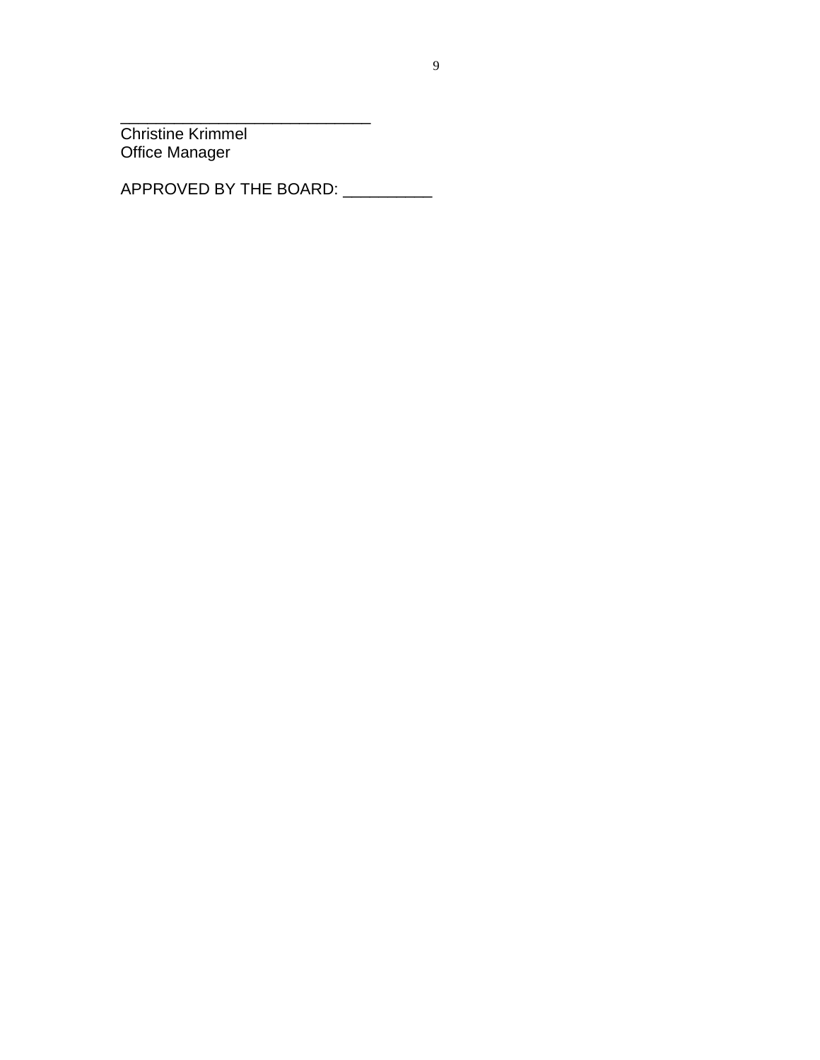_____________________________
Christine Krimmel
Office Manager

APPROVED BY THE BOARD: __________